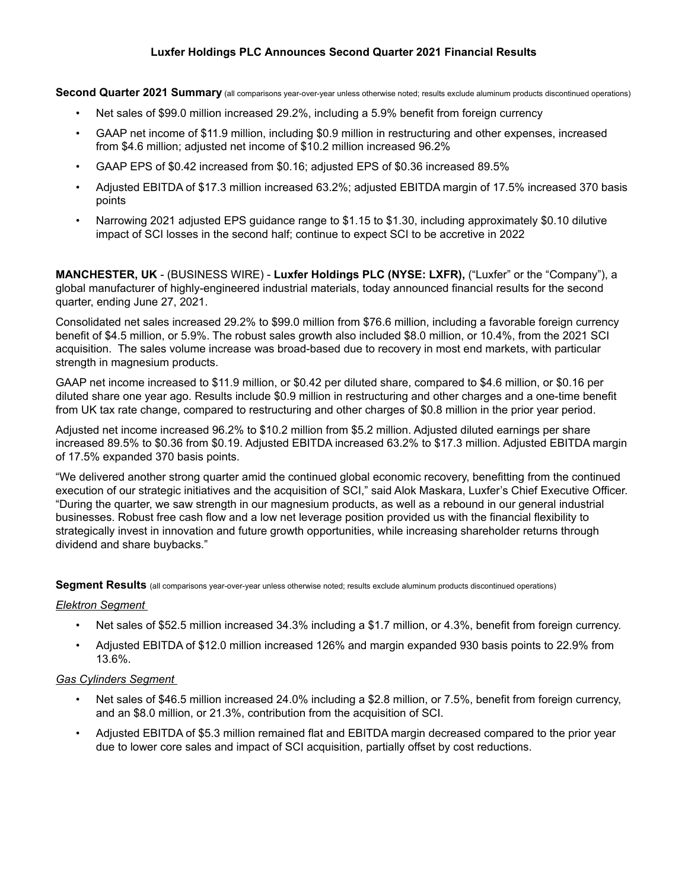# Luxfer Holdings PLC Announces Second Quarter 2021 Financial Results

**Second Quarter 2021 Summary** (all comparisons year-over-year unless otherwise noted; results exclude aluminum products discontinued operations)

- Net sales of $99.0 million increased 29.2%, including a 5.9% benefit from foreign currency
- GAAP net income of $11.9 million, including $0.9 million in restructuring and other expenses, increased from $4.6 million; adjusted net income of $10.2 million increased 96.2%
- GAAP EPS of $0.42 increased from $0.16; adjusted EPS of $0.36 increased 89.5%
- Adjusted EBITDA of $17.3 million increased 63.2%; adjusted EBITDA margin of 17.5% increased 370 basis points
- Narrowing 2021 adjusted EPS guidance range to $1.15 to $1.30, including approximately $0.10 dilutive impact of SCI losses in the second half; continue to expect SCI to be accretive in 2022

**MANCHESTER, UK** - (BUSINESS WIRE) - **Luxfer Holdings PLC (NYSE: LXFR),** ("Luxfer" or the "Company"), a global manufacturer of highly-engineered industrial materials, today announced financial results for the second quarter, ending June 27, 2021.

Consolidated net sales increased 29.2% to $99.0 million from $76.6 million, including a favorable foreign currency benefit of $4.5 million, or 5.9%. The robust sales growth also included $8.0 million, or 10.4%, from the 2021 SCI acquisition. The sales volume increase was broad-based due to recovery in most end markets, with particular strength in magnesium products.

GAAP net income increased to $11.9 million, or $0.42 per diluted share, compared to $4.6 million, or $0.16 per diluted share one year ago. Results include $0.9 million in restructuring and other charges and a one-time benefit from UK tax rate change, compared to restructuring and other charges of $0.8 million in the prior year period.

Adjusted net income increased 96.2% to $10.2 million from $5.2 million. Adjusted diluted earnings per share increased 89.5% to $0.36 from $0.19. Adjusted EBITDA increased 63.2% to $17.3 million. Adjusted EBITDA margin of 17.5% expanded 370 basis points.

"We delivered another strong quarter amid the continued global economic recovery, benefitting from the continued execution of our strategic initiatives and the acquisition of SCI," said Alok Maskara, Luxfer's Chief Executive Officer. "During the quarter, we saw strength in our magnesium products, as well as a rebound in our general industrial businesses. Robust free cash flow and a low net leverage position provided us with the financial flexibility to strategically invest in innovation and future growth opportunities, while increasing shareholder returns through dividend and share buybacks."

**Segment Results** (all comparisons year-over-year unless otherwise noted; results exclude aluminum products discontinued operations)

*Elektron Segment*

- Net sales of $52.5 million increased 34.3% including a $1.7 million, or 4.3%, benefit from foreign currency.
- Adjusted EBITDA of $12.0 million increased 126% and margin expanded 930 basis points to 22.9% from 13.6%.

*Gas Cylinders Segment*

- Net sales of $46.5 million increased 24.0% including a $2.8 million, or 7.5%, benefit from foreign currency, and an $8.0 million, or 21.3%, contribution from the acquisition of SCI.
- Adjusted EBITDA of $5.3 million remained flat and EBITDA margin decreased compared to the prior year due to lower core sales and impact of SCI acquisition, partially offset by cost reductions.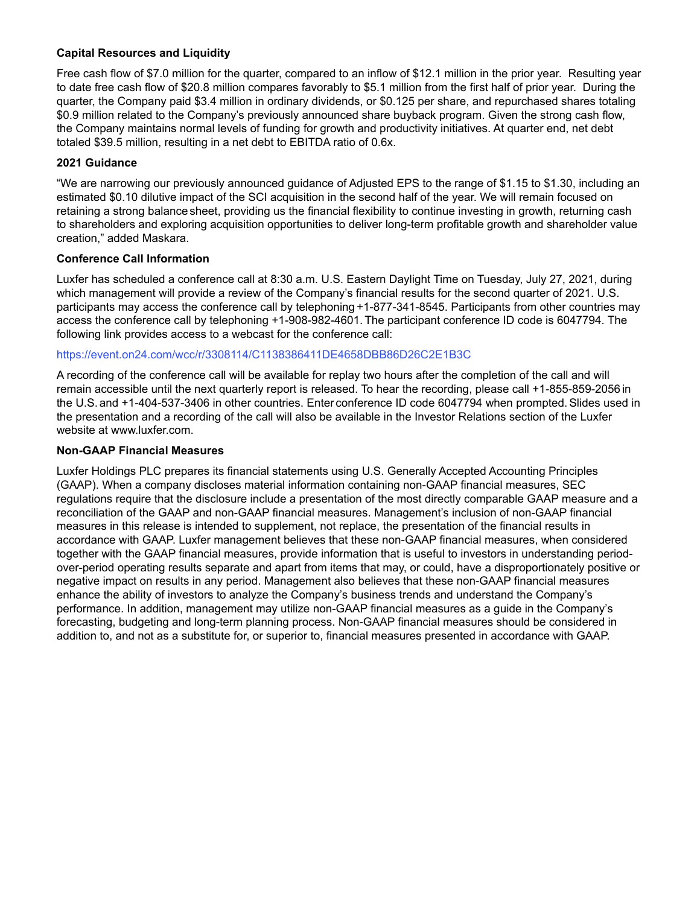**Capital Resources and Liquidity**

Free cash flow of $7.0 million for the quarter, compared to an inflow of $12.1 million in the prior year. Resulting year to date free cash flow of $20.8 million compares favorably to $5.1 million from the first half of prior year. During the quarter, the Company paid $3.4 million in ordinary dividends, or $0.125 per share, and repurchased shares totaling $0.9 million related to the Company's previously announced share buyback program. Given the strong cash flow, the Company maintains normal levels of funding for growth and productivity initiatives. At quarter end, net debt totaled $39.5 million, resulting in a net debt to EBITDA ratio of 0.6x.

**2021 Guidance**

"We are narrowing our previously announced guidance of Adjusted EPS to the range of $1.15 to $1.30, including an estimated $0.10 dilutive impact of the SCI acquisition in the second half of the year. We will remain focused on retaining a strong balance sheet, providing us the financial flexibility to continue investing in growth, returning cash to shareholders and exploring acquisition opportunities to deliver long-term profitable growth and shareholder value creation," added Maskara.

**Conference Call Information**

Luxfer has scheduled a conference call at 8:30 a.m. U.S. Eastern Daylight Time on Tuesday, July 27, 2021, during which management will provide a review of the Company's financial results for the second quarter of 2021. U.S. participants may access the conference call by telephoning +1-877-341-8545. Participants from other countries may access the conference call by telephoning +1-908-982-4601. The participant conference ID code is 6047794. The following link provides access to a webcast for the conference call:

https://event.on24.com/wcc/r/3308114/C1138386411DE4658DBB86D26C2E1B3C

A recording of the conference call will be available for replay two hours after the completion of the call and will remain accessible until the next quarterly report is released. To hear the recording, please call +1-855-859-2056 in the U.S. and +1-404-537-3406 in other countries. Enter conference ID code 6047794 when prompted. Slides used in the presentation and a recording of the call will also be available in the Investor Relations section of the Luxfer website at www.luxfer.com.

**Non-GAAP Financial Measures**

Luxfer Holdings PLC prepares its financial statements using U.S. Generally Accepted Accounting Principles (GAAP). When a company discloses material information containing non-GAAP financial measures, SEC regulations require that the disclosure include a presentation of the most directly comparable GAAP measure and a reconciliation of the GAAP and non-GAAP financial measures. Management's inclusion of non-GAAP financial measures in this release is intended to supplement, not replace, the presentation of the financial results in accordance with GAAP. Luxfer management believes that these non-GAAP financial measures, when considered together with the GAAP financial measures, provide information that is useful to investors in understanding period-over-period operating results separate and apart from items that may, or could, have a disproportionately positive or negative impact on results in any period. Management also believes that these non-GAAP financial measures enhance the ability of investors to analyze the Company's business trends and understand the Company's performance. In addition, management may utilize non-GAAP financial measures as a guide in the Company's forecasting, budgeting and long-term planning process. Non-GAAP financial measures should be considered in addition to, and not as a substitute for, or superior to, financial measures presented in accordance with GAAP.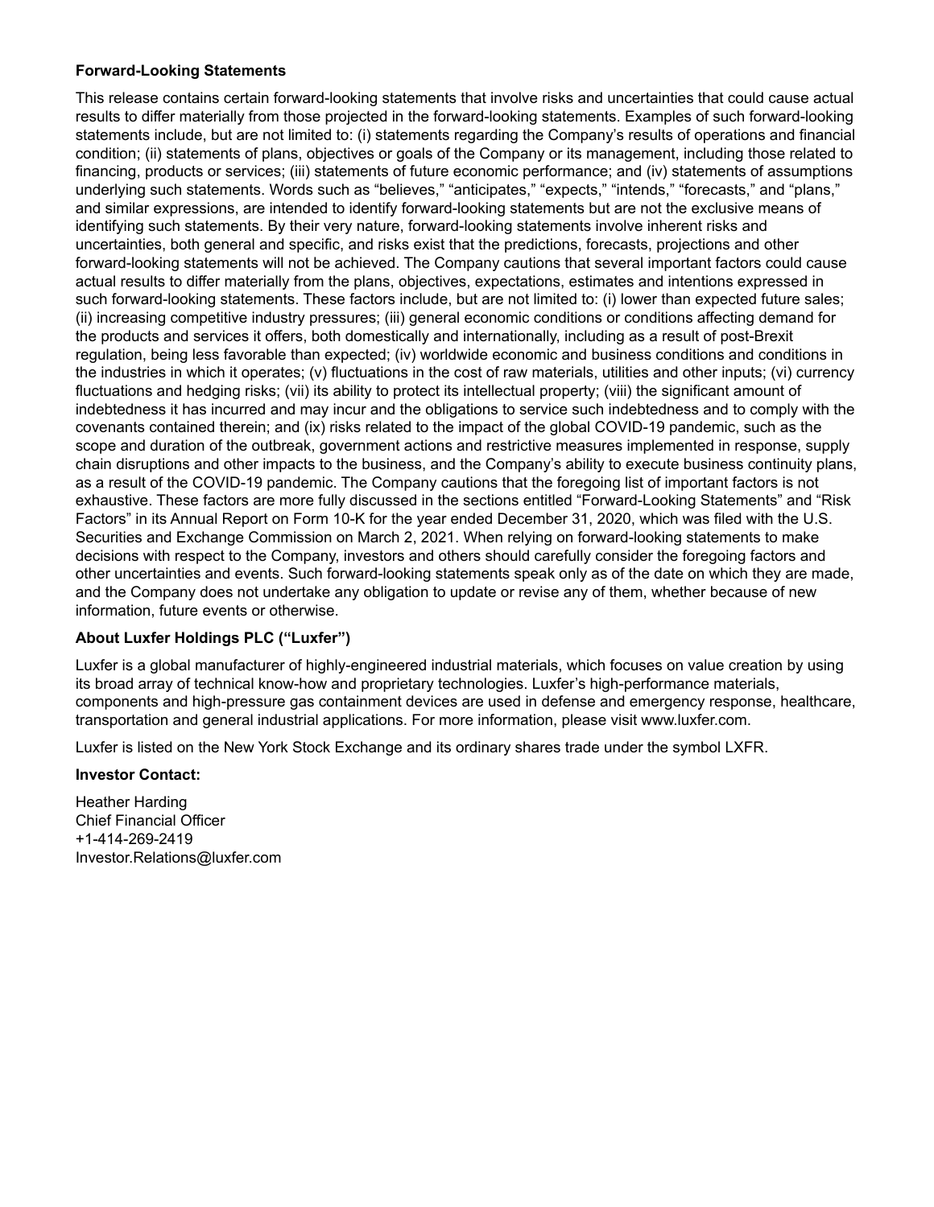**Forward-Looking Statements**

This release contains certain forward-looking statements that involve risks and uncertainties that could cause actual results to differ materially from those projected in the forward-looking statements. Examples of such forward-looking statements include, but are not limited to: (i) statements regarding the Company's results of operations and financial condition; (ii) statements of plans, objectives or goals of the Company or its management, including those related to financing, products or services; (iii) statements of future economic performance; and (iv) statements of assumptions underlying such statements. Words such as "believes," "anticipates," "expects," "intends," "forecasts," and "plans," and similar expressions, are intended to identify forward-looking statements but are not the exclusive means of identifying such statements. By their very nature, forward-looking statements involve inherent risks and uncertainties, both general and specific, and risks exist that the predictions, forecasts, projections and other forward-looking statements will not be achieved. The Company cautions that several important factors could cause actual results to differ materially from the plans, objectives, expectations, estimates and intentions expressed in such forward-looking statements. These factors include, but are not limited to: (i) lower than expected future sales; (ii) increasing competitive industry pressures; (iii) general economic conditions or conditions affecting demand for the products and services it offers, both domestically and internationally, including as a result of post-Brexit regulation, being less favorable than expected; (iv) worldwide economic and business conditions and conditions in the industries in which it operates; (v) fluctuations in the cost of raw materials, utilities and other inputs; (vi) currency fluctuations and hedging risks; (vii) its ability to protect its intellectual property; (viii) the significant amount of indebtedness it has incurred and may incur and the obligations to service such indebtedness and to comply with the covenants contained therein; and (ix) risks related to the impact of the global COVID-19 pandemic, such as the scope and duration of the outbreak, government actions and restrictive measures implemented in response, supply chain disruptions and other impacts to the business, and the Company's ability to execute business continuity plans, as a result of the COVID-19 pandemic. The Company cautions that the foregoing list of important factors is not exhaustive. These factors are more fully discussed in the sections entitled "Forward-Looking Statements" and "Risk Factors" in its Annual Report on Form 10-K for the year ended December 31, 2020, which was filed with the U.S. Securities and Exchange Commission on March 2, 2021. When relying on forward-looking statements to make decisions with respect to the Company, investors and others should carefully consider the foregoing factors and other uncertainties and events. Such forward-looking statements speak only as of the date on which they are made, and the Company does not undertake any obligation to update or revise any of them, whether because of new information, future events or otherwise.

**About Luxfer Holdings PLC ("Luxfer")**

Luxfer is a global manufacturer of highly-engineered industrial materials, which focuses on value creation by using its broad array of technical know-how and proprietary technologies. Luxfer's high-performance materials, components and high-pressure gas containment devices are used in defense and emergency response, healthcare, transportation and general industrial applications. For more information, please visit www.luxfer.com.

Luxfer is listed on the New York Stock Exchange and its ordinary shares trade under the symbol LXFR.

**Investor Contact:**

Heather Harding
Chief Financial Officer
+1-414-269-2419
Investor.Relations@luxfer.com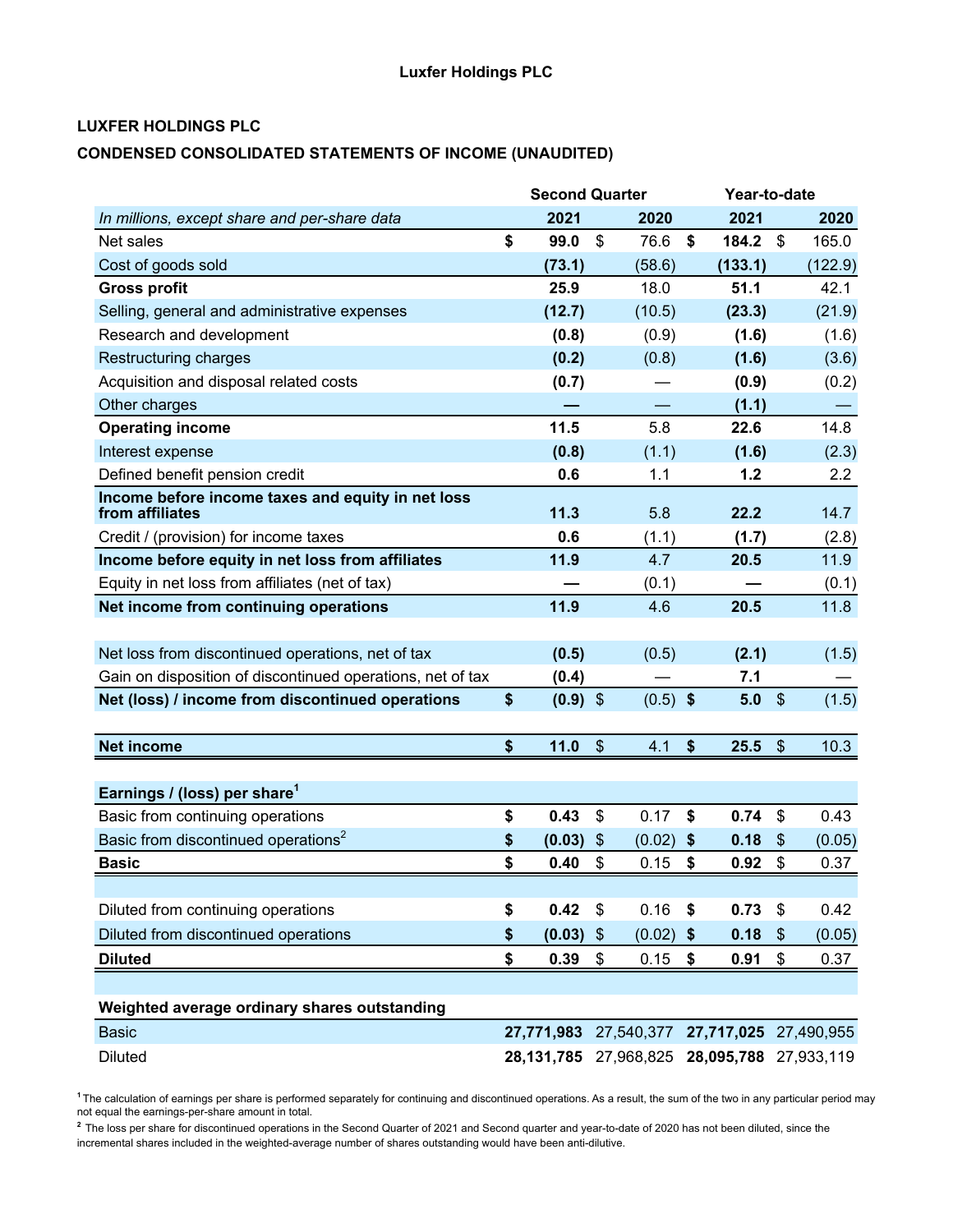**Luxfer Holdings PLC**

**LUXFER HOLDINGS PLC**

**CONDENSED CONSOLIDATED STATEMENTS OF INCOME (UNAUDITED)**

| | Second Quarter | | Year-to-date | |
|---|---|---|---|---|
| *In millions, except share and per-share data* | **2021** | **2020** | **2021** | **2020** |
| Net sales | **$ 99.0** | $ 76.6 | **$ 184.2** | $ 165.0 |
| Cost of goods sold | **(73.1)** | (58.6) | **(133.1)** | (122.9) |
| **Gross profit** | **25.9** | 18.0 | **51.1** | 42.1 |
| Selling, general and administrative expenses | **(12.7)** | (10.5) | **(23.3)** | (21.9) |
| Research and development | **(0.8)** | (0.9) | **(1.6)** | (1.6) |
| Restructuring charges | **(0.2)** | (0.8) | **(1.6)** | (3.6) |
| Acquisition and disposal related costs | **(0.7)** | — | **(0.9)** | (0.2) |
| Other charges | **—** | — | **(1.1)** | — |
| **Operating income** | **11.5** | 5.8 | **22.6** | 14.8 |
| Interest expense | **(0.8)** | (1.1) | **(1.6)** | (2.3) |
| Defined benefit pension credit | **0.6** | 1.1 | **1.2** | 2.2 |
| **Income before income taxes and equity in net loss from affiliates** | **11.3** | 5.8 | **22.2** | 14.7 |
| Credit / (provision) for income taxes | **0.6** | (1.1) | **(1.7)** | (2.8) |
| **Income before equity in net loss from affiliates** | **11.9** | 4.7 | **20.5** | 11.9 |
| Equity in net loss from affiliates (net of tax) | **—** | (0.1) | **—** | (0.1) |
| **Net income from continuing operations** | **11.9** | 4.6 | **20.5** | 11.8 |
| | | | | |
| Net loss from discontinued operations, net of tax | **(0.5)** | (0.5) | **(2.1)** | (1.5) |
| Gain on disposition of discontinued operations, net of tax | **(0.4)** | — | **7.1** | — |
| **Net (loss) / income from discontinued operations** | **$ (0.9)** | $ (0.5) | **$ 5.0** | $ (1.5) |
| | | | | |
| **Net income** | **$ 11.0** | $ 4.1 | **$ 25.5** | $ 10.3 |
| | | | | |
| **Earnings / (loss) per share**[1] | | | | |
| Basic from continuing operations | **$ 0.43** | $ 0.17 | **$ 0.74** | $ 0.43 |
| Basic from discontinued operations[2] | **$ (0.03)** | $ (0.02) | **$ 0.18** | $ (0.05) |
| **Basic** | **$ 0.40** | $ 0.15 | **$ 0.92** | $ 0.37 |
| | | | | |
| Diluted from continuing operations | **$ 0.42** | $ 0.16 | **$ 0.73** | $ 0.42 |
| Diluted from discontinued operations | **$ (0.03)** | $ (0.02) | **$ 0.18** | $ (0.05) |
| **Diluted** | **$ 0.39** | $ 0.15 | **$ 0.91** | $ 0.37 |
| | | | | |
| **Weighted average ordinary shares outstanding** | | | | |
| Basic | **27,771,983** | 27,540,377 | **27,717,025** | 27,490,955 |
| Diluted | **28,131,785** | 27,968,825 | **28,095,788** | 27,933,119 |

[1] The calculation of earnings per share is performed separately for continuing and discontinued operations. As a result, the sum of the two in any particular period may not equal the earnings-per-share amount in total.

[2] The loss per share for discontinued operations in the Second Quarter of 2021 and Second quarter and year-to-date of 2020 has not been diluted, since the incremental shares included in the weighted-average number of shares outstanding would have been anti-dilutive.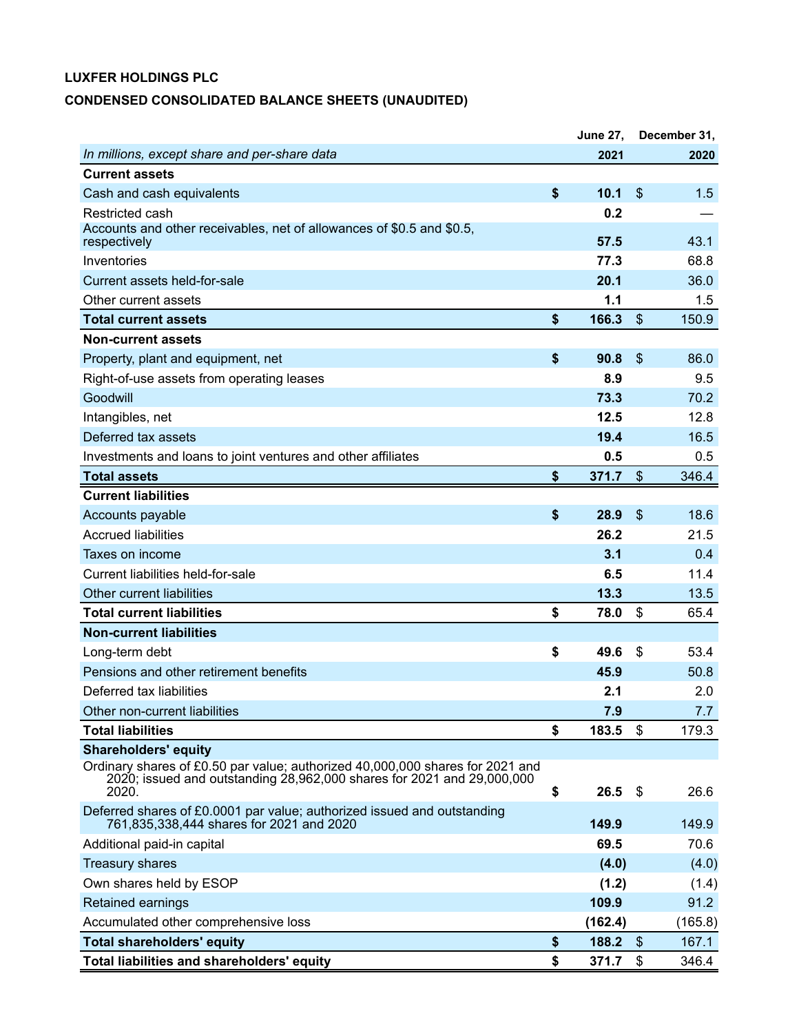**LUXFER HOLDINGS PLC**

**CONDENSED CONSOLIDATED BALANCE SHEETS (UNAUDITED)**

| *In millions, except share and per-share data* | | June 27, 2021 | | December 31, 2020 |
|---|---|---|---|---|
| **Current assets** | | | | |
| Cash and cash equivalents | **$** | **10.1** | $ | 1.5 |
| Restricted cash | | **0.2** | | — |
| Accounts and other receivables, net of allowances of $0.5 and $0.5, respectively | | **57.5** | | 43.1 |
| Inventories | | **77.3** | | 68.8 |
| Current assets held-for-sale | | **20.1** | | 36.0 |
| Other current assets | | **1.1** | | 1.5 |
| **Total current assets** | **$** | **166.3** | $ | 150.9 |
| **Non-current assets** | | | | |
| Property, plant and equipment, net | **$** | **90.8** | $ | 86.0 |
| Right-of-use assets from operating leases | | **8.9** | | 9.5 |
| Goodwill | | **73.3** | | 70.2 |
| Intangibles, net | | **12.5** | | 12.8 |
| Deferred tax assets | | **19.4** | | 16.5 |
| Investments and loans to joint ventures and other affiliates | | **0.5** | | 0.5 |
| **Total assets** | **$** | **371.7** | $ | 346.4 |
| **Current liabilities** | | | | |
| Accounts payable | **$** | **28.9** | $ | 18.6 |
| Accrued liabilities | | **26.2** | | 21.5 |
| Taxes on income | | **3.1** | | 0.4 |
| Current liabilities held-for-sale | | **6.5** | | 11.4 |
| Other current liabilities | | **13.3** | | 13.5 |
| **Total current liabilities** | **$** | **78.0** | $ | 65.4 |
| **Non-current liabilities** | | | | |
| Long-term debt | **$** | **49.6** | $ | 53.4 |
| Pensions and other retirement benefits | | **45.9** | | 50.8 |
| Deferred tax liabilities | | **2.1** | | 2.0 |
| Other non-current liabilities | | **7.9** | | 7.7 |
| **Total liabilities** | **$** | **183.5** | $ | 179.3 |
| **Shareholders' equity** | | | | |
| Ordinary shares of £0.50 par value; authorized 40,000,000 shares for 2021 and 2020; issued and outstanding 28,962,000 shares for 2021 and 29,000,000 2020. | **$** | **26.5** | $ | 26.6 |
| Deferred shares of £0.0001 par value; authorized issued and outstanding 761,835,338,444 shares for 2021 and 2020 | | **149.9** | | 149.9 |
| Additional paid-in capital | | **69.5** | | 70.6 |
| Treasury shares | | **(4.0)** | | (4.0) |
| Own shares held by ESOP | | **(1.2)** | | (1.4) |
| Retained earnings | | **109.9** | | 91.2 |
| Accumulated other comprehensive loss | | **(162.4)** | | (165.8) |
| **Total shareholders' equity** | **$** | **188.2** | $ | 167.1 |
| **Total liabilities and shareholders' equity** | **$** | **371.7** | $ | 346.4 |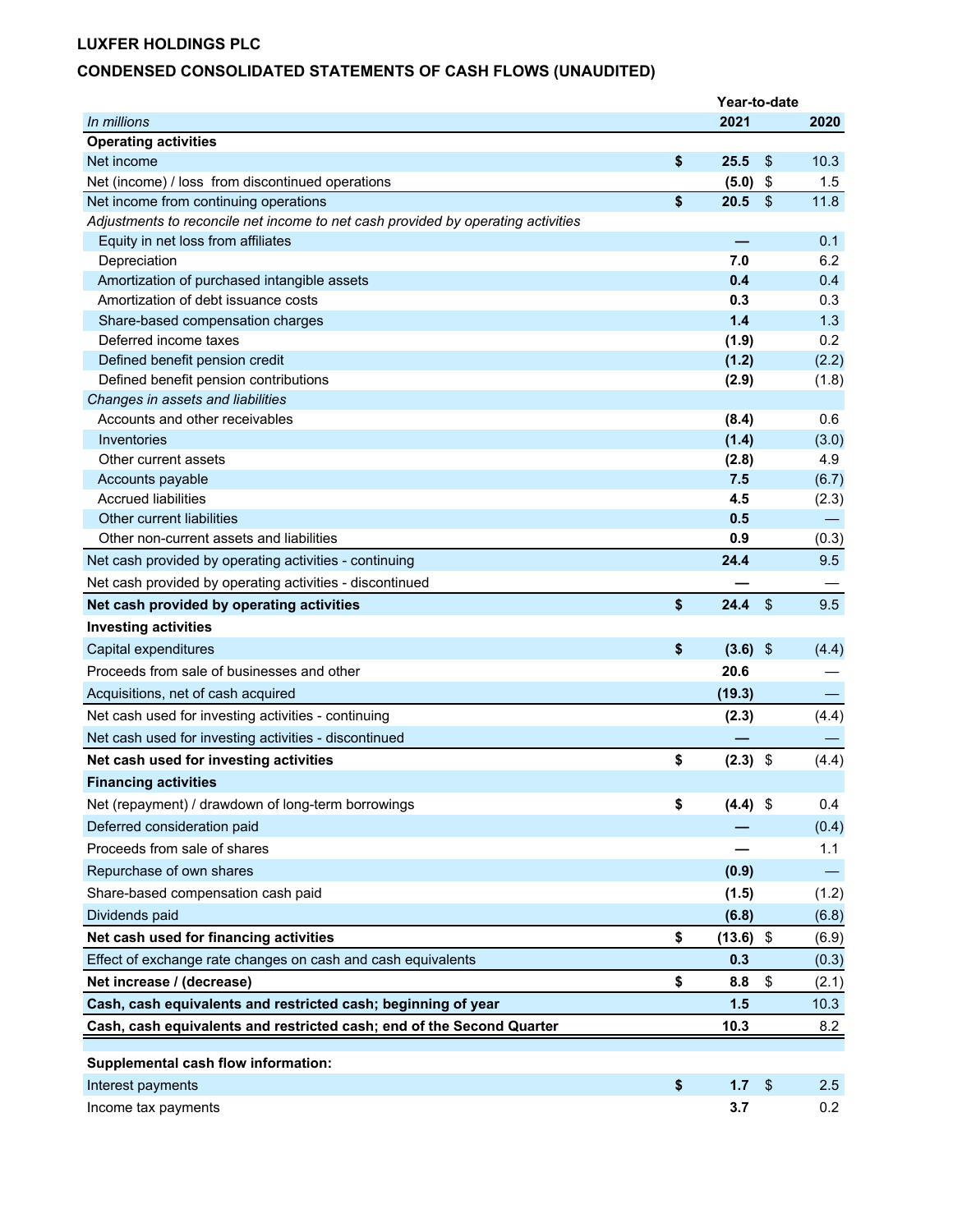**LUXFER HOLDINGS PLC**

**CONDENSED CONSOLIDATED STATEMENTS OF CASH FLOWS (UNAUDITED)**

| | Year-to-date | |
|---|---|---|
| *In millions* | **2021** | **2020** |
| **Operating activities** | | |
| Net income | **$ 25.5** | $ 10.3 |
| Net (income) / loss from discontinued operations | **(5.0)** | $ 1.5 |
| Net income from continuing operations | **$ 20.5** | $ 11.8 |
| *Adjustments to reconcile net income to net cash provided by operating activities* | | |
| Equity in net loss from affiliates | **—** | 0.1 |
| Depreciation | **7.0** | 6.2 |
| Amortization of purchased intangible assets | **0.4** | 0.4 |
| Amortization of debt issuance costs | **0.3** | 0.3 |
| Share-based compensation charges | **1.4** | 1.3 |
| Deferred income taxes | **(1.9)** | 0.2 |
| Defined benefit pension credit | **(1.2)** | (2.2) |
| Defined benefit pension contributions | **(2.9)** | (1.8) |
| *Changes in assets and liabilities* | | |
| Accounts and other receivables | **(8.4)** | 0.6 |
| Inventories | **(1.4)** | (3.0) |
| Other current assets | **(2.8)** | 4.9 |
| Accounts payable | **7.5** | (6.7) |
| Accrued liabilities | **4.5** | (2.3) |
| Other current liabilities | **0.5** | — |
| Other non-current assets and liabilities | **0.9** | (0.3) |
| Net cash provided by operating activities - continuing | **24.4** | 9.5 |
| Net cash provided by operating activities - discontinued | **—** | — |
| **Net cash provided by operating activities** | **$ 24.4** | $ 9.5 |
| **Investing activities** | | |
| Capital expenditures | **$ (3.6)** | $ (4.4) |
| Proceeds from sale of businesses and other | **20.6** | — |
| Acquisitions, net of cash acquired | **(19.3)** | — |
| Net cash used for investing activities - continuing | **(2.3)** | (4.4) |
| Net cash used for investing activities - discontinued | **—** | — |
| **Net cash used for investing activities** | **$ (2.3)** | $ (4.4) |
| **Financing activities** | | |
| Net (repayment) / drawdown of long-term borrowings | **$ (4.4)** | $ 0.4 |
| Deferred consideration paid | **—** | (0.4) |
| Proceeds from sale of shares | **—** | 1.1 |
| Repurchase of own shares | **(0.9)** | — |
| Share-based compensation cash paid | **(1.5)** | (1.2) |
| Dividends paid | **(6.8)** | (6.8) |
| **Net cash used for financing activities** | **$ (13.6)** | $ (6.9) |
| Effect of exchange rate changes on cash and cash equivalents | **0.3** | (0.3) |
| **Net increase / (decrease)** | **$ 8.8** | $ (2.1) |
| **Cash, cash equivalents and restricted cash; beginning of year** | **1.5** | 10.3 |
| **Cash, cash equivalents and restricted cash; end of the Second Quarter** | **10.3** | 8.2 |
| | | |
| **Supplemental cash flow information:** | | |
| Interest payments | **$ 1.7** | $ 2.5 |
| Income tax payments | **3.7** | 0.2 |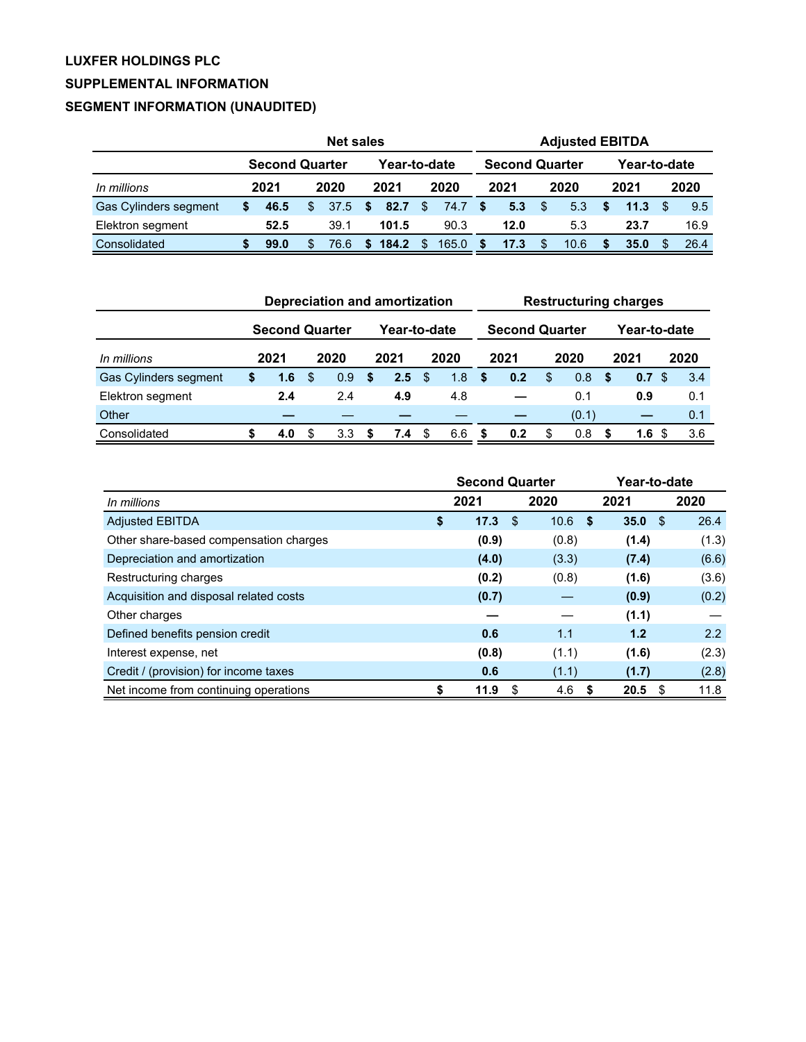**LUXFER HOLDINGS PLC**

**SUPPLEMENTAL INFORMATION**

**SEGMENT INFORMATION (UNAUDITED)**

| | Net sales | | | | Adjusted EBITDA | | | |
|---|---|---|---|---|---|---|---|---|
| | Second Quarter | | Year-to-date | | Second Quarter | | Year-to-date | |
| *In millions* | 2021 | 2020 | 2021 | 2020 | 2021 | 2020 | 2021 | 2020 |
| Gas Cylinders segment | **$ 46.5** | $ 37.5 | **$ 82.7** | $ 74.7 | **$ 5.3** | $ 5.3 | **$ 11.3** | $ 9.5 |
| Elektron segment | **52.5** | 39.1 | **101.5** | 90.3 | **12.0** | 5.3 | **23.7** | 16.9 |
| Consolidated | **$ 99.0** | $ 76.6 | **$ 184.2** | $ 165.0 | **$ 17.3** | $ 10.6 | **$ 35.0** | $ 26.4 |

| | Depreciation and amortization | | | | Restructuring charges | | | |
|---|---|---|---|---|---|---|---|---|
| | Second Quarter | | Year-to-date | | Second Quarter | | Year-to-date | |
| *In millions* | 2021 | 2020 | 2021 | 2020 | 2021 | 2020 | 2021 | 2020 |
| Gas Cylinders segment | **$ 1.6** | $ 0.9 | **$ 2.5** | $ 1.8 | **$ 0.2** | $ 0.8 | **$ 0.7** | $ 3.4 |
| Elektron segment | **2.4** | 2.4 | **4.9** | 4.8 | **—** | 0.1 | **0.9** | 0.1 |
| Other | **—** | — | **—** | — | **—** | (0.1) | **—** | 0.1 |
| Consolidated | **$ 4.0** | $ 3.3 | **$ 7.4** | $ 6.6 | **$ 0.2** | $ 0.8 | **$ 1.6** | $ 3.6 |

| | Second Quarter | | Year-to-date | |
|---|---|---|---|---|
| *In millions* | 2021 | 2020 | 2021 | 2020 |
| Adjusted EBITDA | **$ 17.3** | $ 10.6 | **$ 35.0** | $ 26.4 |
| Other share-based compensation charges | **(0.9)** | (0.8) | **(1.4)** | (1.3) |
| Depreciation and amortization | **(4.0)** | (3.3) | **(7.4)** | (6.6) |
| Restructuring charges | **(0.2)** | (0.8) | **(1.6)** | (3.6) |
| Acquisition and disposal related costs | **(0.7)** | — | **(0.9)** | (0.2) |
| Other charges | **—** | — | **(1.1)** | — |
| Defined benefits pension credit | **0.6** | 1.1 | **1.2** | 2.2 |
| Interest expense, net | **(0.8)** | (1.1) | **(1.6)** | (2.3) |
| Credit / (provision) for income taxes | **0.6** | (1.1) | **(1.7)** | (2.8) |
| Net income from continuing operations | **$ 11.9** | $ 4.6 | **$ 20.5** | $ 11.8 |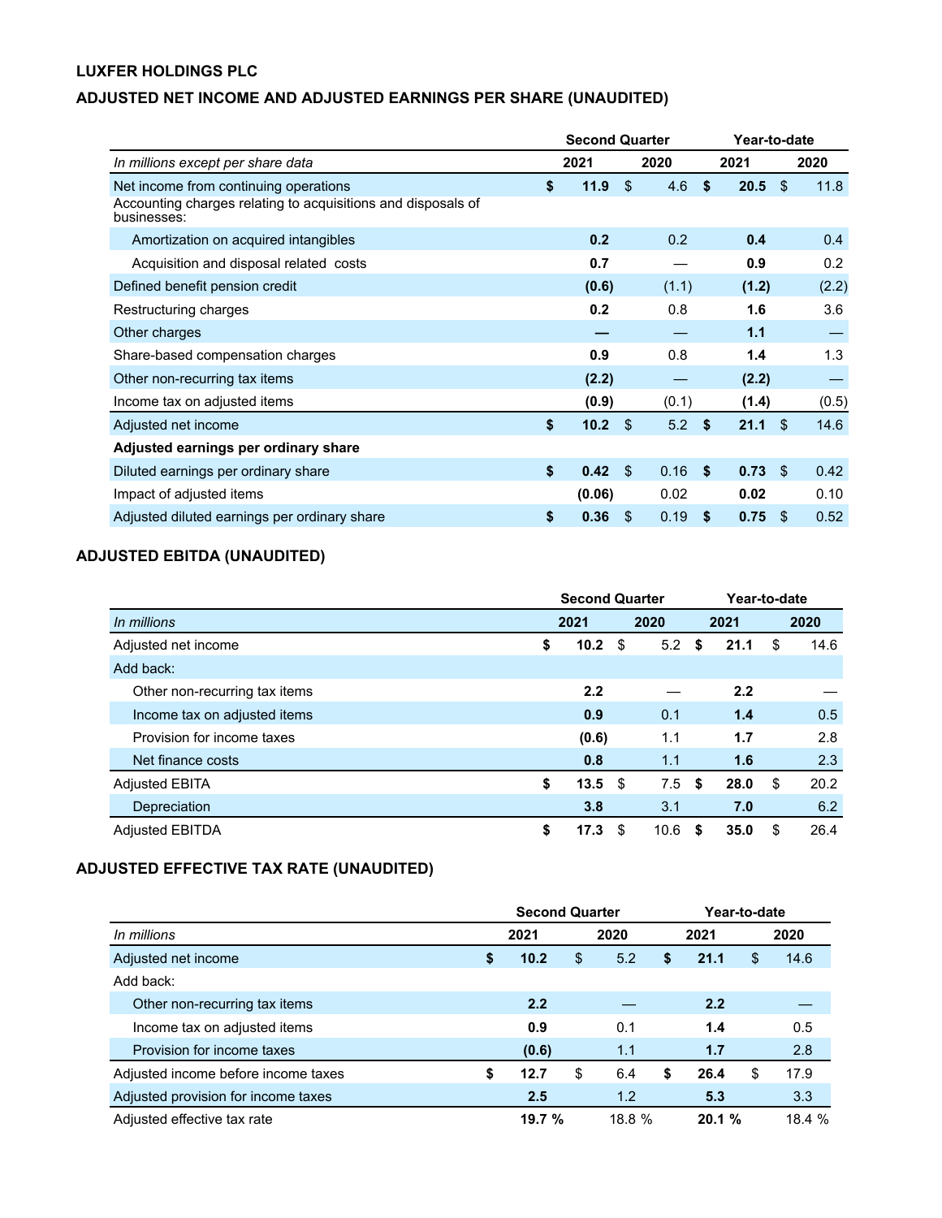**LUXFER HOLDINGS PLC**

**ADJUSTED NET INCOME AND ADJUSTED EARNINGS PER SHARE (UNAUDITED)**

| | Second Quarter | | Year-to-date | |
|---|---|---|---|---|
| *In millions except per share data* | **2021** | **2020** | **2021** | **2020** |
| Net income from continuing operations | **$ 11.9** | $ 4.6 | **$ 20.5** | $ 11.8 |
| Accounting charges relating to acquisitions and disposals of businesses: | | | | |
| Amortization on acquired intangibles | **0.2** | 0.2 | **0.4** | 0.4 |
| Acquisition and disposal related costs | **0.7** | — | **0.9** | 0.2 |
| Defined benefit pension credit | **(0.6)** | (1.1) | **(1.2)** | (2.2) |
| Restructuring charges | **0.2** | 0.8 | **1.6** | 3.6 |
| Other charges | **—** | — | **1.1** | — |
| Share-based compensation charges | **0.9** | 0.8 | **1.4** | 1.3 |
| Other non-recurring tax items | **(2.2)** | — | **(2.2)** | — |
| Income tax on adjusted items | **(0.9)** | (0.1) | **(1.4)** | (0.5) |
| Adjusted net income | **$ 10.2** | $ 5.2 | **$ 21.1** | $ 14.6 |
| **Adjusted earnings per ordinary share** | | | | |
| Diluted earnings per ordinary share | **$ 0.42** | $ 0.16 | **$ 0.73** | $ 0.42 |
| Impact of adjusted items | **(0.06)** | 0.02 | **0.02** | 0.10 |
| Adjusted diluted earnings per ordinary share | **$ 0.36** | $ 0.19 | **$ 0.75** | $ 0.52 |

**ADJUSTED EBITDA (UNAUDITED)**

| | Second Quarter | | Year-to-date | |
|---|---|---|---|---|
| *In millions* | **2021** | **2020** | **2021** | **2020** |
| Adjusted net income | **$ 10.2** | $ 5.2 | **$ 21.1** | $ 14.6 |
| Add back: | | | | |
| Other non-recurring tax items | **2.2** | — | **2.2** | — |
| Income tax on adjusted items | **0.9** | 0.1 | **1.4** | 0.5 |
| Provision for income taxes | **(0.6)** | 1.1 | **1.7** | 2.8 |
| Net finance costs | **0.8** | 1.1 | **1.6** | 2.3 |
| Adjusted EBITA | **$ 13.5** | $ 7.5 | **$ 28.0** | $ 20.2 |
| Depreciation | **3.8** | 3.1 | **7.0** | 6.2 |
| Adjusted EBITDA | **$ 17.3** | $ 10.6 | **$ 35.0** | $ 26.4 |

**ADJUSTED EFFECTIVE TAX RATE (UNAUDITED)**

| | Second Quarter | | Year-to-date | |
|---|---|---|---|---|
| *In millions* | **2021** | **2020** | **2021** | **2020** |
| Adjusted net income | **$ 10.2** | $ 5.2 | **$ 21.1** | $ 14.6 |
| Add back: | | | | |
| Other non-recurring tax items | **2.2** | — | **2.2** | — |
| Income tax on adjusted items | **0.9** | 0.1 | **1.4** | 0.5 |
| Provision for income taxes | **(0.6)** | 1.1 | **1.7** | 2.8 |
| Adjusted income before income taxes | **$ 12.7** | $ 6.4 | **$ 26.4** | $ 17.9 |
| Adjusted provision for income taxes | **2.5** | 1.2 | **5.3** | 3.3 |
| Adjusted effective tax rate | **19.7 %** | 18.8 % | **20.1 %** | 18.4 % |